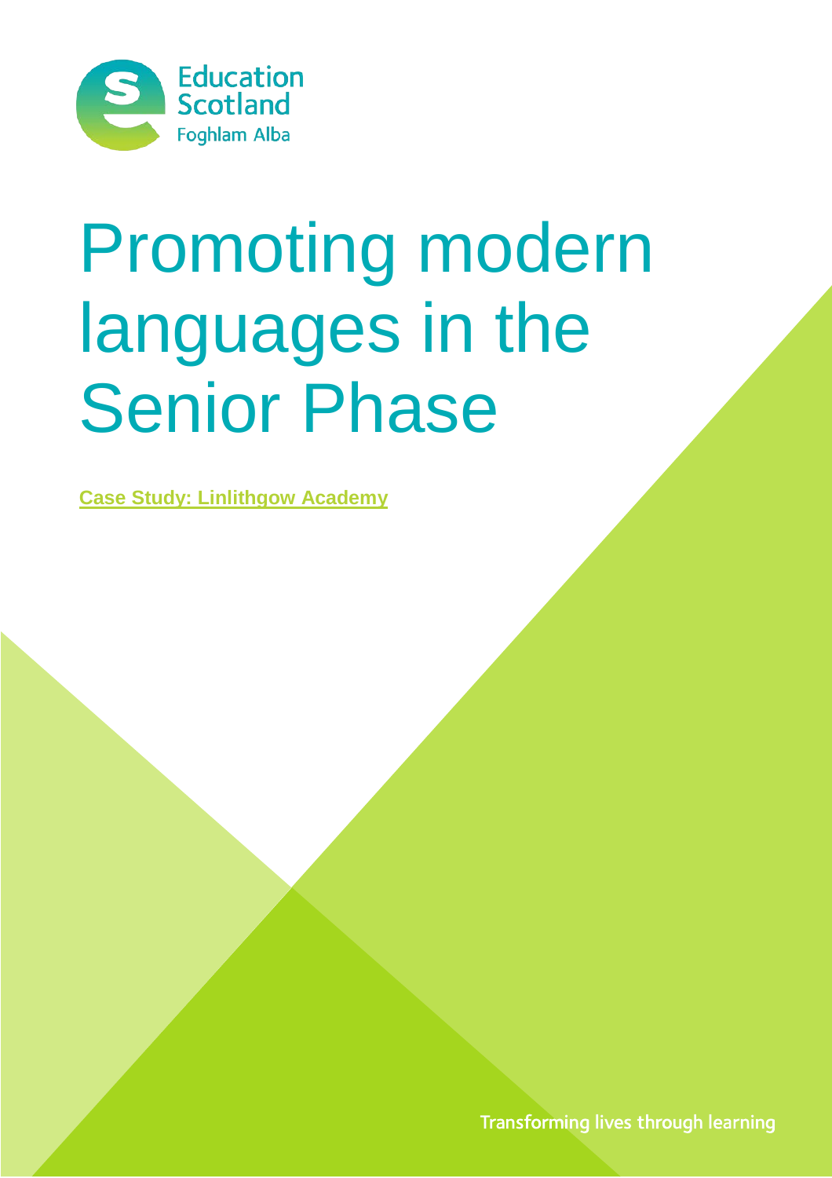Education Scotland
Foghlam Alba

# Promoting modern languages in the Senior Phase

**Case Study: Linlithgow Academy**

Transforming lives through learning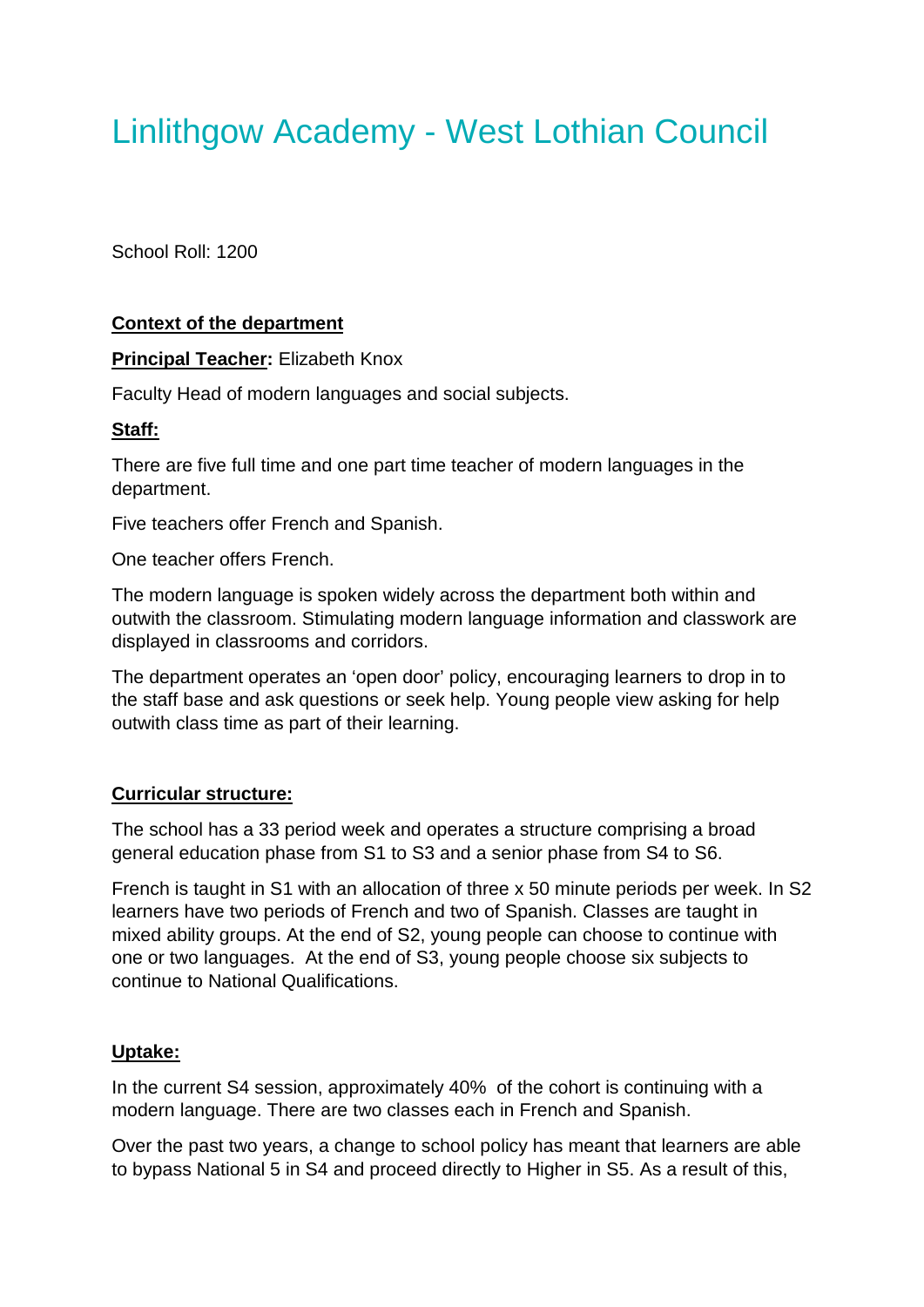# Linlithgow Academy - West Lothian Council

School Roll: 1200

**Context of the department**

**Principal Teacher:** Elizabeth Knox

Faculty Head of modern languages and social subjects.

**Staff:**

There are five full time and one part time teacher of modern languages in the department.

Five teachers offer French and Spanish.

One teacher offers French.

The modern language is spoken widely across the department both within and outwith the classroom. Stimulating modern language information and classwork are displayed in classrooms and corridors.

The department operates an 'open door' policy, encouraging learners to drop in to the staff base and ask questions or seek help. Young people view asking for help outwith class time as part of their learning.

**Curricular structure:**

The school has a 33 period week and operates a structure comprising a broad general education phase from S1 to S3 and a senior phase from S4 to S6.

French is taught in S1 with an allocation of three x 50 minute periods per week. In S2 learners have two periods of French and two of Spanish. Classes are taught in mixed ability groups. At the end of S2, young people can choose to continue with one or two languages. At the end of S3, young people choose six subjects to continue to National Qualifications.

**Uptake:**

In the current S4 session, approximately 40% of the cohort is continuing with a modern language. There are two classes each in French and Spanish.

Over the past two years, a change to school policy has meant that learners are able to bypass National 5 in S4 and proceed directly to Higher in S5. As a result of this,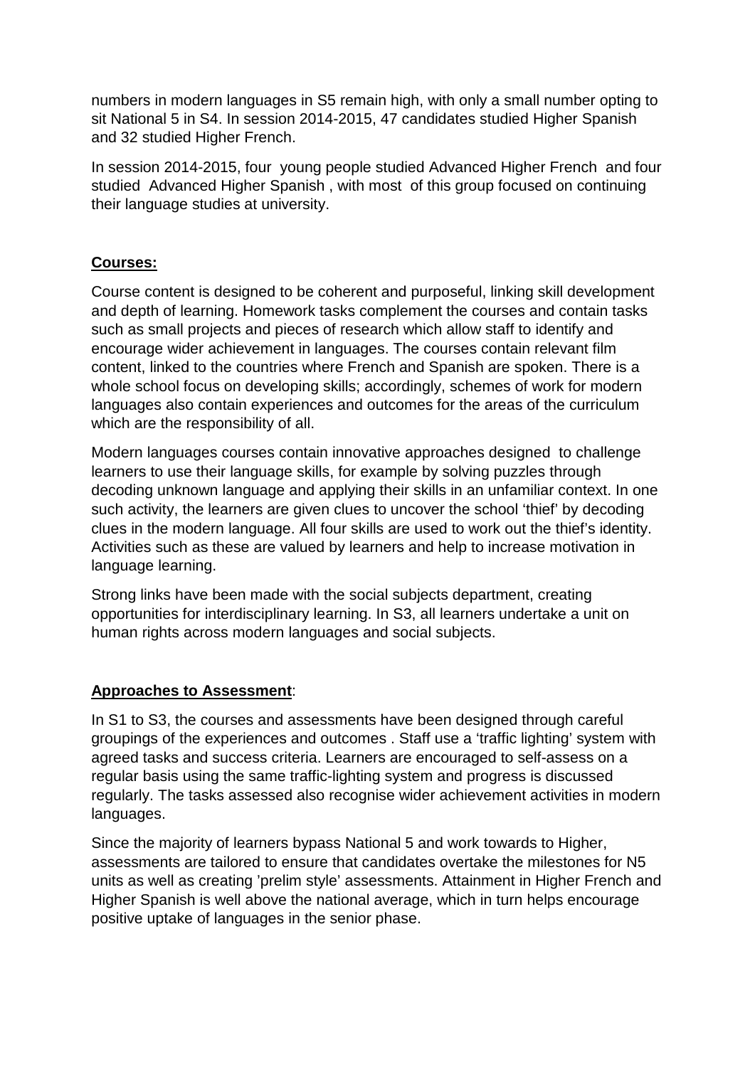numbers in modern languages in S5 remain high, with only a small number opting to sit National 5 in S4. In session 2014-2015, 47 candidates studied Higher Spanish and 32 studied Higher French.

In session 2014-2015, four young people studied Advanced Higher French and four studied Advanced Higher Spanish , with most of this group focused on continuing their language studies at university.

**Courses:**

Course content is designed to be coherent and purposeful, linking skill development and depth of learning. Homework tasks complement the courses and contain tasks such as small projects and pieces of research which allow staff to identify and encourage wider achievement in languages. The courses contain relevant film content, linked to the countries where French and Spanish are spoken. There is a whole school focus on developing skills; accordingly, schemes of work for modern languages also contain experiences and outcomes for the areas of the curriculum which are the responsibility of all.

Modern languages courses contain innovative approaches designed to challenge learners to use their language skills, for example by solving puzzles through decoding unknown language and applying their skills in an unfamiliar context. In one such activity, the learners are given clues to uncover the school 'thief' by decoding clues in the modern language. All four skills are used to work out the thief's identity. Activities such as these are valued by learners and help to increase motivation in language learning.

Strong links have been made with the social subjects department, creating opportunities for interdisciplinary learning. In S3, all learners undertake a unit on human rights across modern languages and social subjects.

**Approaches to Assessment**:

In S1 to S3, the courses and assessments have been designed through careful groupings of the experiences and outcomes . Staff use a 'traffic lighting' system with agreed tasks and success criteria. Learners are encouraged to self-assess on a regular basis using the same traffic-lighting system and progress is discussed regularly. The tasks assessed also recognise wider achievement activities in modern languages.

Since the majority of learners bypass National 5 and work towards to Higher, assessments are tailored to ensure that candidates overtake the milestones for N5 units as well as creating 'prelim style' assessments. Attainment in Higher French and Higher Spanish is well above the national average, which in turn helps encourage positive uptake of languages in the senior phase.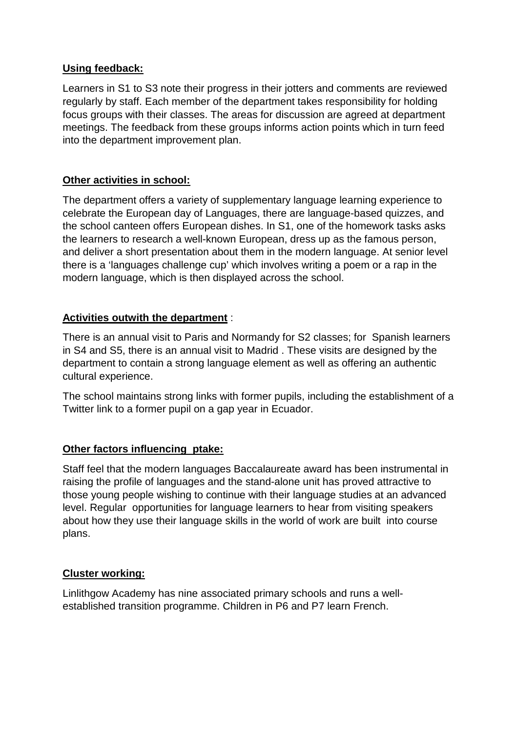**Using feedback:**

Learners in S1 to S3 note their progress in their jotters and comments are reviewed regularly by staff. Each member of the department takes responsibility for holding focus groups with their classes. The areas for discussion are agreed at department meetings. The feedback from these groups informs action points which in turn feed into the department improvement plan.

**Other activities in school:**

The department offers a variety of supplementary language learning experience to celebrate the European day of Languages, there are language-based quizzes, and the school canteen offers European dishes. In S1, one of the homework tasks asks the learners to research a well-known European, dress up as the famous person, and deliver a short presentation about them in the modern language. At senior level there is a 'languages challenge cup' which involves writing a poem or a rap in the modern language, which is then displayed across the school.

**Activities outwith the department** :

There is an annual visit to Paris and Normandy for S2 classes; for Spanish learners in S4 and S5, there is an annual visit to Madrid . These visits are designed by the department to contain a strong language element as well as offering an authentic cultural experience.

The school maintains strong links with former pupils, including the establishment of a Twitter link to a former pupil on a gap year in Ecuador.

**Other factors influencing ptake:**

Staff feel that the modern languages Baccalaureate award has been instrumental in raising the profile of languages and the stand-alone unit has proved attractive to those young people wishing to continue with their language studies at an advanced level. Regular opportunities for language learners to hear from visiting speakers about how they use their language skills in the world of work are built into course plans.

**Cluster working:**

Linlithgow Academy has nine associated primary schools and runs a well-established transition programme. Children in P6 and P7 learn French.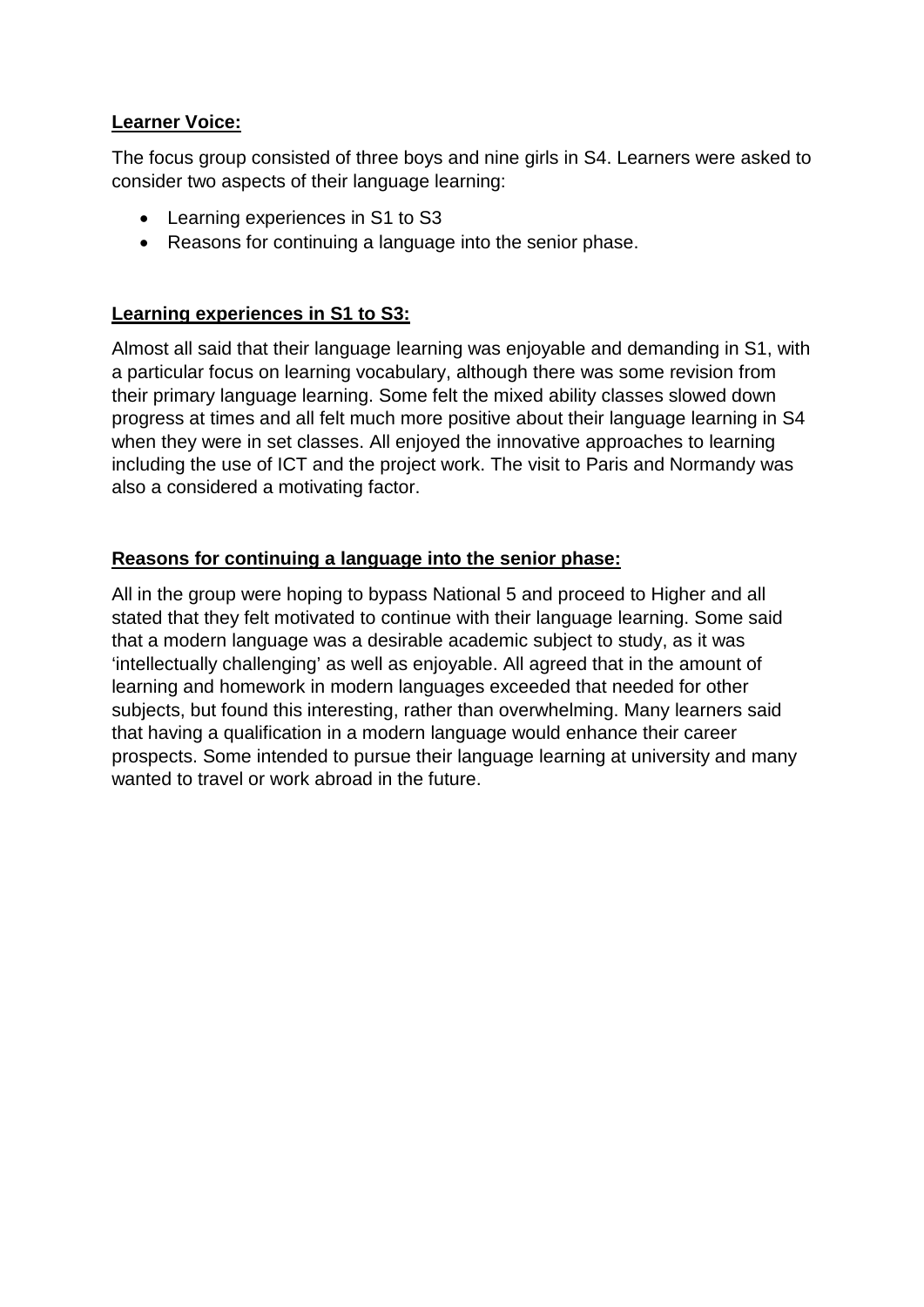**Learner Voice:**

The focus group consisted of three boys and nine girls in S4. Learners were asked to consider two aspects of their language learning:

- Learning experiences in S1 to S3
- Reasons for continuing a language into the senior phase.

**Learning experiences in S1 to S3:**

Almost all said that their language learning was enjoyable and demanding in S1, with a particular focus on learning vocabulary, although there was some revision from their primary language learning. Some felt the mixed ability classes slowed down progress at times and all felt much more positive about their language learning in S4 when they were in set classes. All enjoyed the innovative approaches to learning including the use of ICT and the project work. The visit to Paris and Normandy was also a considered a motivating factor.

**Reasons for continuing a language into the senior phase:**

All in the group were hoping to bypass National 5 and proceed to Higher and all stated that they felt motivated to continue with their language learning. Some said that a modern language was a desirable academic subject to study, as it was 'intellectually challenging' as well as enjoyable. All agreed that in the amount of learning and homework in modern languages exceeded that needed for other subjects, but found this interesting, rather than overwhelming. Many learners said that having a qualification in a modern language would enhance their career prospects. Some intended to pursue their language learning at university and many wanted to travel or work abroad in the future.